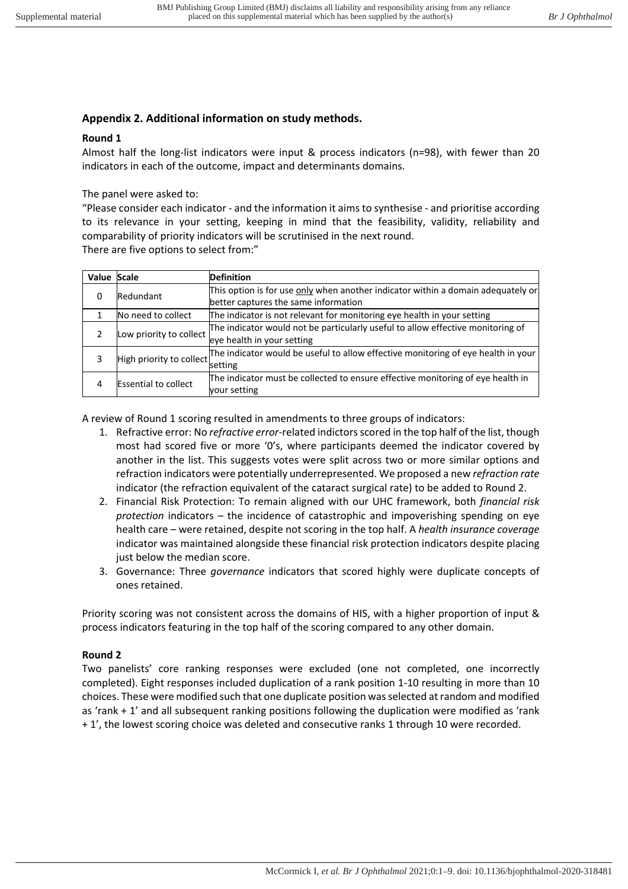## Appendix 2. Additional information on study methods.

### Round 1

Almost half the long-list indicators were input & process indicators (n=98), with fewer than 20 indicators in each of the outcome, impact and determinants domains.

The panel were asked to:

"Please consider each indicator - and the information it aims to synthesise - and prioritise according to its relevance in your setting, keeping in mind that the feasibility, validity, reliability and comparability of priority indicators will be scrutinised in the next round.

There are five options to select from:"

| Value | Scale | Definition |
|---|---|---|
| 0 | Redundant | This option is for use <u>only</u> when another indicator within a domain adequately or better captures the same information |
| 1 | No need to collect | The indicator is not relevant for monitoring eye health in your setting |
| 2 | Low priority to collect | The indicator would not be particularly useful to allow effective monitoring of eye health in your setting |
| 3 | High priority to collect | The indicator would be useful to allow effective monitoring of eye health in your setting |
| 4 | Essential to collect | The indicator must be collected to ensure effective monitoring of eye health in your setting |

A review of Round 1 scoring resulted in amendments to three groups of indicators:

1. Refractive error: No *refractive error*-related indictors scored in the top half of the list, though most had scored five or more '0's, where participants deemed the indicator covered by another in the list. This suggests votes were split across two or more similar options and refraction indicators were potentially underrepresented. We proposed a new *refraction rate* indicator (the refraction equivalent of the cataract surgical rate) to be added to Round 2.
2. Financial Risk Protection: To remain aligned with our UHC framework, both *financial risk protection* indicators – the incidence of catastrophic and impoverishing spending on eye health care – were retained, despite not scoring in the top half. A *health insurance coverage* indicator was maintained alongside these financial risk protection indicators despite placing just below the median score.
3. Governance: Three *governance* indicators that scored highly were duplicate concepts of ones retained.

Priority scoring was not consistent across the domains of HIS, with a higher proportion of input & process indicators featuring in the top half of the scoring compared to any other domain.

### Round 2

Two panelists' core ranking responses were excluded (one not completed, one incorrectly completed). Eight responses included duplication of a rank position 1-10 resulting in more than 10 choices. These were modified such that one duplicate position was selected at random and modified as 'rank + 1' and all subsequent ranking positions following the duplication were modified as 'rank + 1', the lowest scoring choice was deleted and consecutive ranks 1 through 10 were recorded.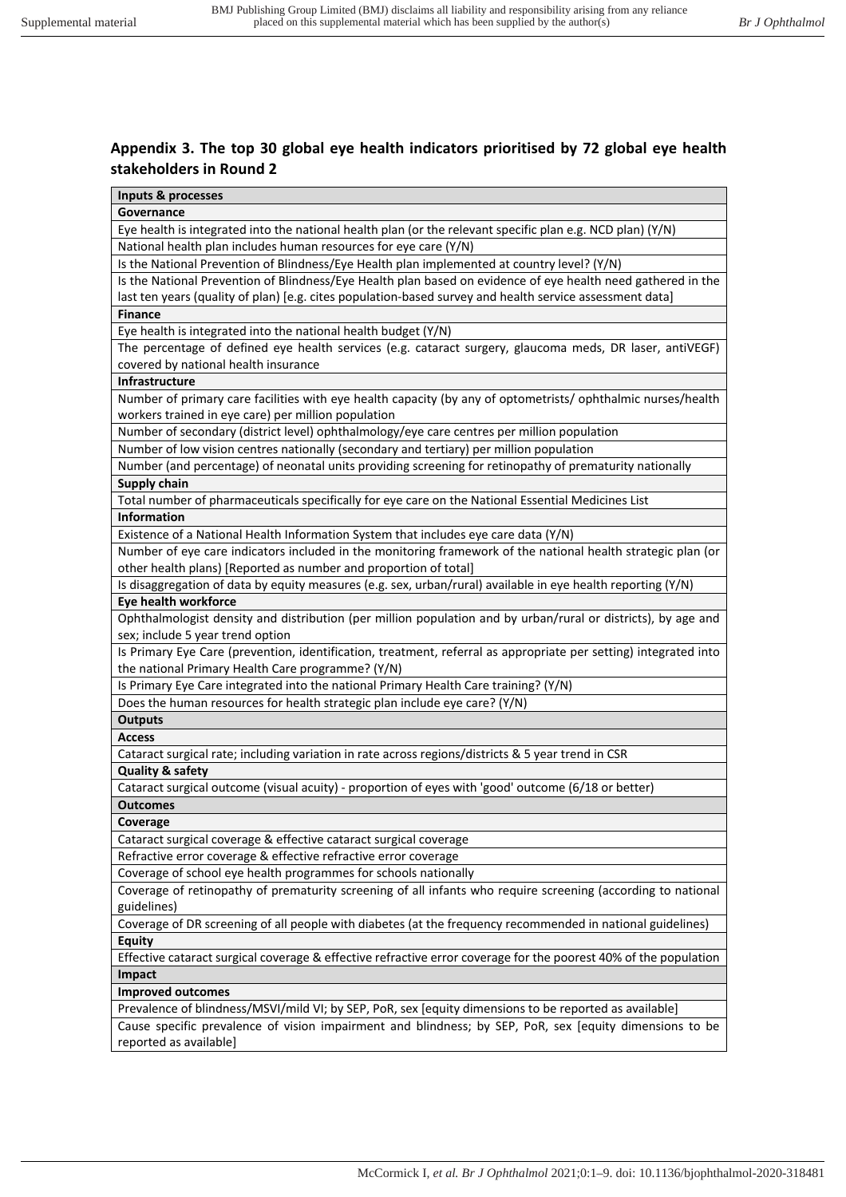## Appendix 3. The top 30 global eye health indicators prioritised by 72 global eye health stakeholders in Round 2

| **Inputs & processes** |
|---|
| **Governance** |
| Eye health is integrated into the national health plan (or the relevant specific plan e.g. NCD plan) (Y/N) |
| National health plan includes human resources for eye care (Y/N) |
| Is the National Prevention of Blindness/Eye Health plan implemented at country level? (Y/N) |
| Is the National Prevention of Blindness/Eye Health plan based on evidence of eye health need gathered in the last ten years (quality of plan) [e.g. cites population-based survey and health service assessment data] |
| **Finance** |
| Eye health is integrated into the national health budget (Y/N) |
| The percentage of defined eye health services (e.g. cataract surgery, glaucoma meds, DR laser, antiVEGF) covered by national health insurance |
| **Infrastructure** |
| Number of primary care facilities with eye health capacity (by any of optometrists/ ophthalmic nurses/health workers trained in eye care) per million population |
| Number of secondary (district level) ophthalmology/eye care centres per million population |
| Number of low vision centres nationally (secondary and tertiary) per million population |
| Number (and percentage) of neonatal units providing screening for retinopathy of prematurity nationally |
| **Supply chain** |
| Total number of pharmaceuticals specifically for eye care on the National Essential Medicines List |
| **Information** |
| Existence of a National Health Information System that includes eye care data (Y/N) |
| Number of eye care indicators included in the monitoring framework of the national health strategic plan (or other health plans) [Reported as number and proportion of total] |
| Is disaggregation of data by equity measures (e.g. sex, urban/rural) available in eye health reporting (Y/N) |
| **Eye health workforce** |
| Ophthalmologist density and distribution (per million population and by urban/rural or districts), by age and sex; include 5 year trend option |
| Is Primary Eye Care (prevention, identification, treatment, referral as appropriate per setting) integrated into the national Primary Health Care programme? (Y/N) |
| Is Primary Eye Care integrated into the national Primary Health Care training? (Y/N) |
| Does the human resources for health strategic plan include eye care? (Y/N) |
| **Outputs** |
| **Access** |
| Cataract surgical rate; including variation in rate across regions/districts & 5 year trend in CSR |
| **Quality & safety** |
| Cataract surgical outcome (visual acuity) - proportion of eyes with 'good' outcome (6/18 or better) |
| **Outcomes** |
| **Coverage** |
| Cataract surgical coverage & effective cataract surgical coverage |
| Refractive error coverage & effective refractive error coverage |
| Coverage of school eye health programmes for schools nationally |
| Coverage of retinopathy of prematurity screening of all infants who require screening (according to national guidelines) |
| Coverage of DR screening of all people with diabetes (at the frequency recommended in national guidelines) |
| **Equity** |
| Effective cataract surgical coverage & effective refractive error coverage for the poorest 40% of the population |
| **Impact** |
| **Improved outcomes** |
| Prevalence of blindness/MSVI/mild VI; by SEP, PoR, sex [equity dimensions to be reported as available] |
| Cause specific prevalence of vision impairment and blindness; by SEP, PoR, sex [equity dimensions to be reported as available] |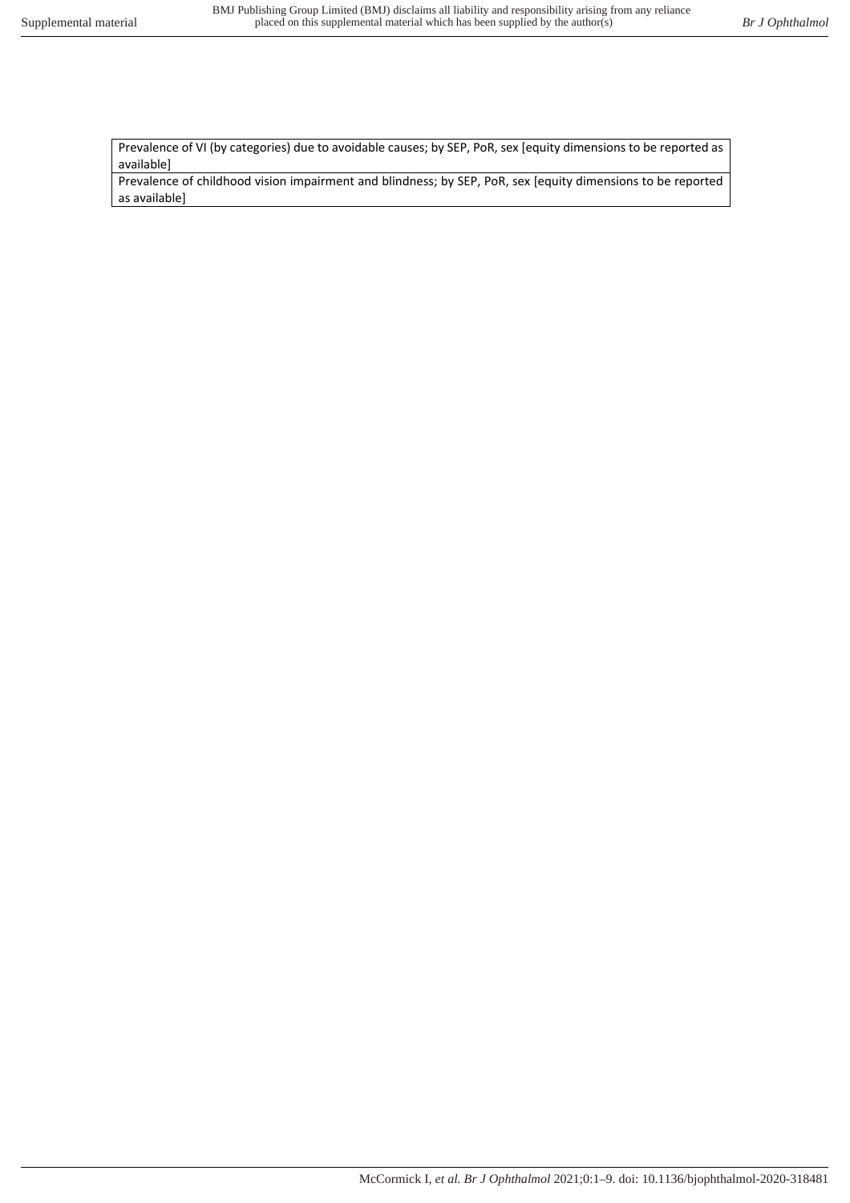| |
|---|
| Prevalence of VI (by categories) due to avoidable causes; by SEP, PoR, sex [equity dimensions to be reported as available] |
| Prevalence of childhood vision impairment and blindness; by SEP, PoR, sex [equity dimensions to be reported as available] |